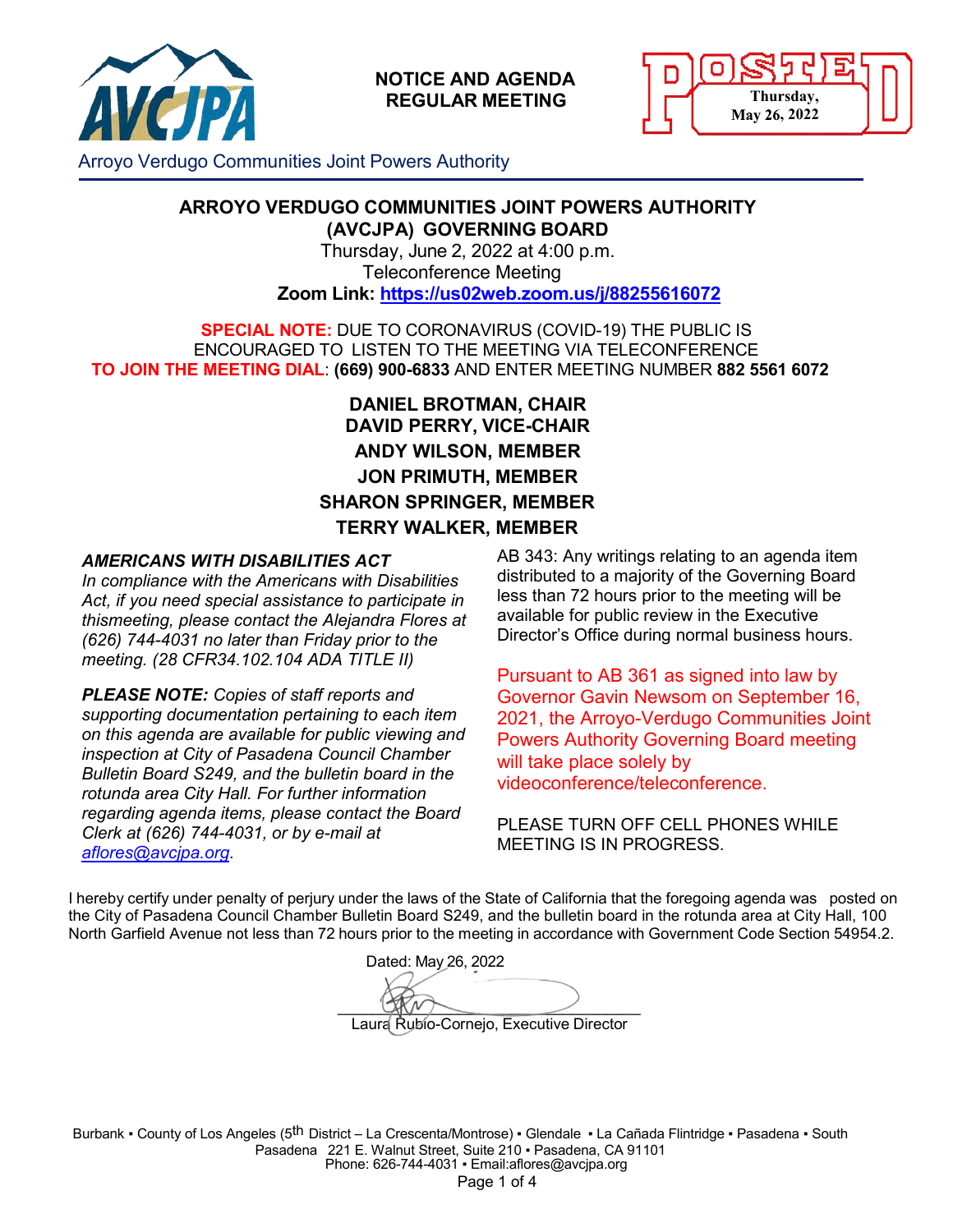**NOTICE AND AGENDA**
**REGULAR MEETING**

POSTED Thursday, May 26, 2022

Arroyo Verdugo Communities Joint Powers Authority

## ARROYO VERDUGO COMMUNITIES JOINT POWERS AUTHORITY (AVCJPA) GOVERNING BOARD

Thursday, June 2, 2022 at 4:00 p.m.
Teleconference Meeting
**Zoom Link: https://us02web.zoom.us/j/88255616072**

**SPECIAL NOTE:** DUE TO CORONAVIRUS (COVID-19) THE PUBLIC IS ENCOURAGED TO LISTEN TO THE MEETING VIA TELECONFERENCE
**TO JOIN THE MEETING DIAL**: **(669) 900-6833** AND ENTER MEETING NUMBER **882 5561 6072**

**DANIEL BROTMAN, CHAIR**
**DAVID PERRY, VICE-CHAIR**
**ANDY WILSON, MEMBER**
**JON PRIMUTH, MEMBER**
**SHARON SPRINGER, MEMBER**
**TERRY WALKER, MEMBER**

***AMERICANS WITH DISABILITIES ACT***
*In compliance with the Americans with Disabilities Act, if you need special assistance to participate in thismeeting, please contact the Alejandra Flores at (626) 744-4031 no later than Friday prior to the meeting. (28 CFR34.102.104 ADA TITLE II)*

***PLEASE NOTE:*** *Copies of staff reports and supporting documentation pertaining to each item on this agenda are available for public viewing and inspection at City of Pasadena Council Chamber Bulletin Board S249, and the bulletin board in the rotunda area City Hall. For further information regarding agenda items, please contact the Board Clerk at (626) 744-4031, or by e-mail at aflores@avcjpa.org.*

AB 343: Any writings relating to an agenda item distributed to a majority of the Governing Board less than 72 hours prior to the meeting will be available for public review in the Executive Director's Office during normal business hours.

Pursuant to AB 361 as signed into law by Governor Gavin Newsom on September 16, 2021, the Arroyo-Verdugo Communities Joint Powers Authority Governing Board meeting will take place solely by videoconference/teleconference.

PLEASE TURN OFF CELL PHONES WHILE MEETING IS IN PROGRESS.

I hereby certify under penalty of perjury under the laws of the State of California that the foregoing agenda was posted on the City of Pasadena Council Chamber Bulletin Board S249, and the bulletin board in the rotunda area at City Hall, 100 North Garfield Avenue not less than 72 hours prior to the meeting in accordance with Government Code Section 54954.2.

Dated: May 26, 2022

Laura Rubio-Cornejo, Executive Director

Burbank ▪ County of Los Angeles (5th District – La Crescenta/Montrose) ▪ Glendale ▪ La Cañada Flintridge ▪ Pasadena ▪ South Pasadena 221 E. Walnut Street, Suite 210 ▪ Pasadena, CA 91101
Phone: 626-744-4031 ▪ Email:aflores@avcjpa.org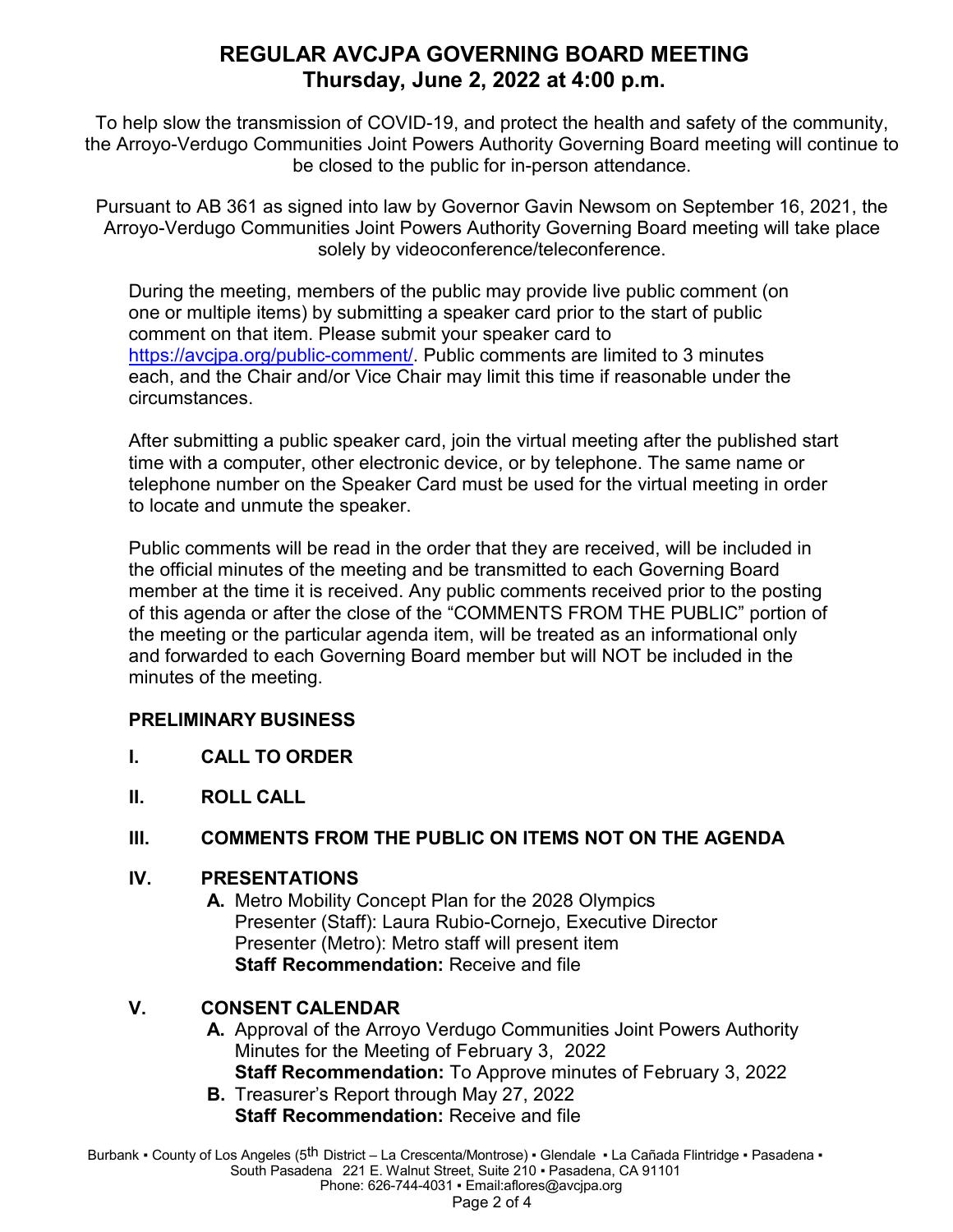# REGULAR AVCJPA GOVERNING BOARD MEETING
## Thursday, June 2, 2022 at 4:00 p.m.

To help slow the transmission of COVID-19, and protect the health and safety of the community, the Arroyo-Verdugo Communities Joint Powers Authority Governing Board meeting will continue to be closed to the public for in-person attendance.

Pursuant to AB 361 as signed into law by Governor Gavin Newsom on September 16, 2021, the Arroyo-Verdugo Communities Joint Powers Authority Governing Board meeting will take place solely by videoconference/teleconference.

During the meeting, members of the public may provide live public comment (on one or multiple items) by submitting a speaker card prior to the start of public comment on that item. Please submit your speaker card to https://avcjpa.org/public-comment/. Public comments are limited to 3 minutes each, and the Chair and/or Vice Chair may limit this time if reasonable under the circumstances.

After submitting a public speaker card, join the virtual meeting after the published start time with a computer, other electronic device, or by telephone. The same name or telephone number on the Speaker Card must be used for the virtual meeting in order to locate and unmute the speaker.

Public comments will be read in the order that they are received, will be included in the official minutes of the meeting and be transmitted to each Governing Board member at the time it is received. Any public comments received prior to the posting of this agenda or after the close of the "COMMENTS FROM THE PUBLIC" portion of the meeting or the particular agenda item, will be treated as an informational only and forwarded to each Governing Board member but will NOT be included in the minutes of the meeting.

**PRELIMINARY BUSINESS**

**I. CALL TO ORDER**

**II. ROLL CALL**

**III. COMMENTS FROM THE PUBLIC ON ITEMS NOT ON THE AGENDA**

**IV. PRESENTATIONS**

**A.** Metro Mobility Concept Plan for the 2028 Olympics
Presenter (Staff): Laura Rubio-Cornejo, Executive Director
Presenter (Metro): Metro staff will present item
**Staff Recommendation:** Receive and file

**V. CONSENT CALENDAR**

**A.** Approval of the Arroyo Verdugo Communities Joint Powers Authority Minutes for the Meeting of February 3, 2022
**Staff Recommendation:** To Approve minutes of February 3, 2022

**B.** Treasurer's Report through May 27, 2022
**Staff Recommendation:** Receive and file

Burbank ▪ County of Los Angeles (5th District – La Crescenta/Montrose) ▪ Glendale ▪ La Cañada Flintridge ▪ Pasadena ▪ South Pasadena 221 E. Walnut Street, Suite 210 ▪ Pasadena, CA 91101
Phone: 626-744-4031 ▪ Email:aflores@avcjpa.org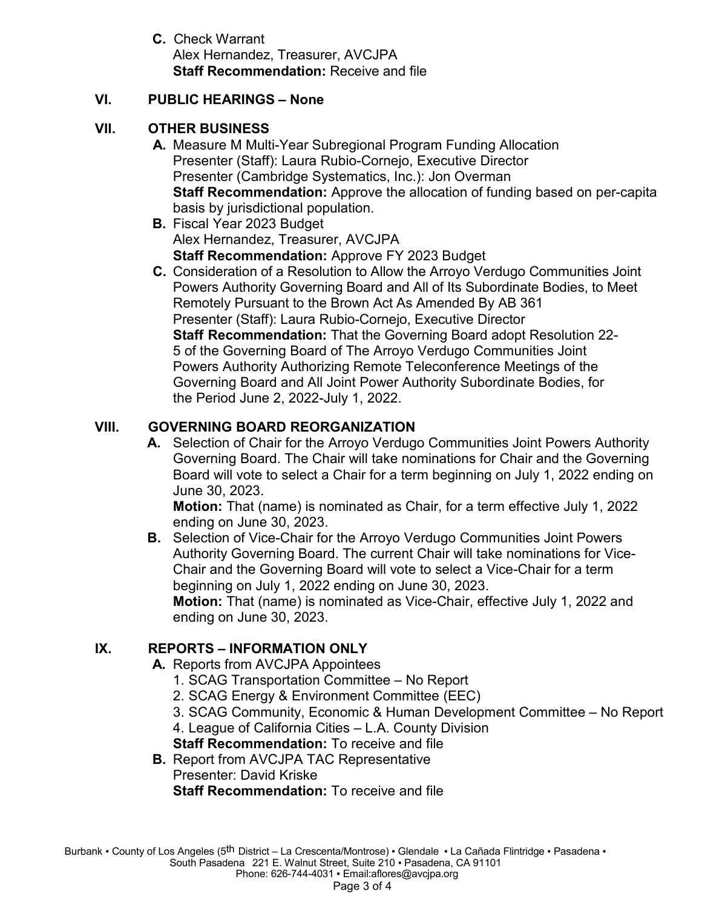**C.** Check Warrant
Alex Hernandez, Treasurer, AVCJPA
**Staff Recommendation:** Receive and file

## VI. PUBLIC HEARINGS – None

## VII. OTHER BUSINESS

**A.** Measure M Multi-Year Subregional Program Funding Allocation
Presenter (Staff): Laura Rubio-Cornejo, Executive Director
Presenter (Cambridge Systematics, Inc.): Jon Overman
**Staff Recommendation:** Approve the allocation of funding based on per-capita basis by jurisdictional population.

**B.** Fiscal Year 2023 Budget
Alex Hernandez, Treasurer, AVCJPA
**Staff Recommendation:** Approve FY 2023 Budget

**C.** Consideration of a Resolution to Allow the Arroyo Verdugo Communities Joint Powers Authority Governing Board and All of Its Subordinate Bodies, to Meet Remotely Pursuant to the Brown Act As Amended By AB 361
Presenter (Staff): Laura Rubio-Cornejo, Executive Director
**Staff Recommendation:** That the Governing Board adopt Resolution 22-5 of the Governing Board of The Arroyo Verdugo Communities Joint Powers Authority Authorizing Remote Teleconference Meetings of the Governing Board and All Joint Power Authority Subordinate Bodies, for the Period June 2, 2022-July 1, 2022.

## VIII. GOVERNING BOARD REORGANIZATION

**A.** Selection of Chair for the Arroyo Verdugo Communities Joint Powers Authority Governing Board. The Chair will take nominations for Chair and the Governing Board will vote to select a Chair for a term beginning on July 1, 2022 ending on June 30, 2023.
**Motion:** That (name) is nominated as Chair, for a term effective July 1, 2022 ending on June 30, 2023.

**B.** Selection of Vice-Chair for the Arroyo Verdugo Communities Joint Powers Authority Governing Board. The current Chair will take nominations for Vice-Chair and the Governing Board will vote to select a Vice-Chair for a term beginning on July 1, 2022 ending on June 30, 2023.
**Motion:** That (name) is nominated as Vice-Chair, effective July 1, 2022 and ending on June 30, 2023.

## IX. REPORTS – INFORMATION ONLY

**A.** Reports from AVCJPA Appointees
1. SCAG Transportation Committee – No Report
2. SCAG Energy & Environment Committee (EEC)
3. SCAG Community, Economic & Human Development Committee – No Report
4. League of California Cities – L.A. County Division

**Staff Recommendation:** To receive and file

**B.** Report from AVCJPA TAC Representative
Presenter: David Kriske
**Staff Recommendation:** To receive and file

Burbank ▪ County of Los Angeles (5th District – La Crescenta/Montrose) ▪ Glendale ▪ La Cañada Flintridge ▪ Pasadena ▪ South Pasadena 221 E. Walnut Street, Suite 210 ▪ Pasadena, CA 91101
Phone: 626-744-4031 ▪ Email:aflores@avcjpa.org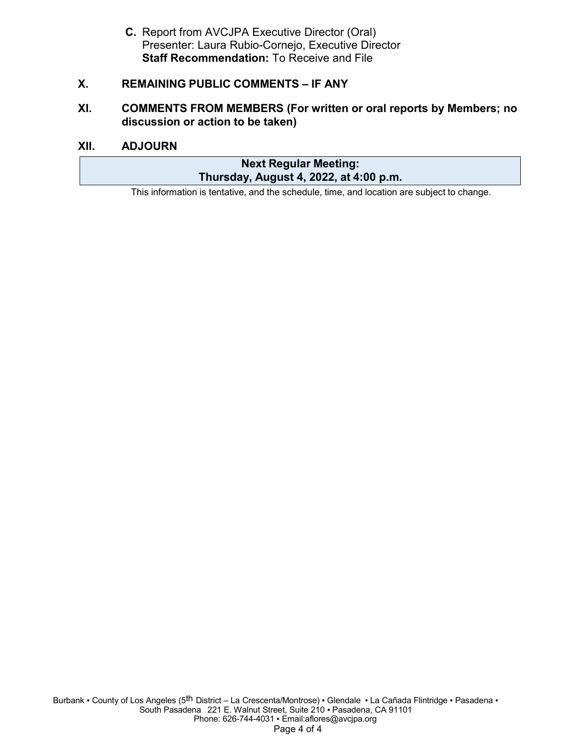**C.** Report from AVCJPA Executive Director (Oral)
Presenter: Laura Rubio-Cornejo, Executive Director
**Staff Recommendation:** To Receive and File

## X. REMAINING PUBLIC COMMENTS – IF ANY

## XI. COMMENTS FROM MEMBERS (For written or oral reports by Members; no discussion or action to be taken)

## XII. ADJOURN

**Next Regular Meeting:**
**Thursday, August 4, 2022, at 4:00 p.m.**

This information is tentative, and the schedule, time, and location are subject to change.

Burbank ▪ County of Los Angeles (5th District – La Crescenta/Montrose) ▪ Glendale ▪ La Cañada Flintridge ▪ Pasadena ▪ South Pasadena 221 E. Walnut Street, Suite 210 ▪ Pasadena, CA 91101
Phone: 626-744-4031 ▪ Email:aflores@avcjpa.org